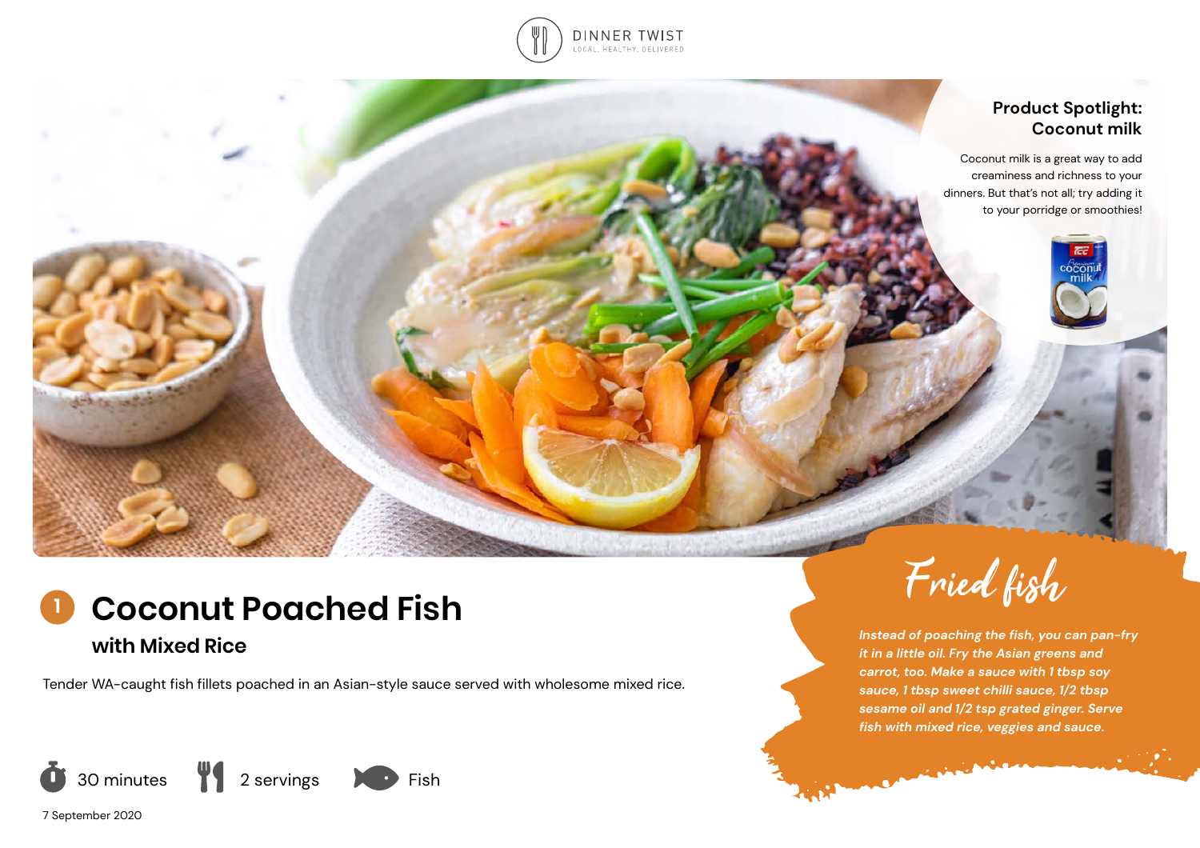DINNER TWIST

LOCAL, HEALTHY, DELIVERED

## Product Spotlight: Coconut milk

Coconut milk is a great way to add creaminess and richness to your dinners. But that's not all; try adding it to your porridge or smoothies!

# 1 Coconut Poached Fish

## with Mixed Rice

Tender WA-caught fish fillets poached in an Asian-style sauce served with wholesome mixed rice.

30 minutes | 2 servings | Fish

## Fried fish

*Instead of poaching the fish, you can pan-fry it in a little oil. Fry the Asian greens and carrot, too. Make a sauce with 1 tbsp soy sauce, 1 tbsp sweet chilli sauce, 1/2 tbsp sesame oil and 1/2 tsp grated ginger. Serve fish with mixed rice, veggies and sauce.*

7 September 2020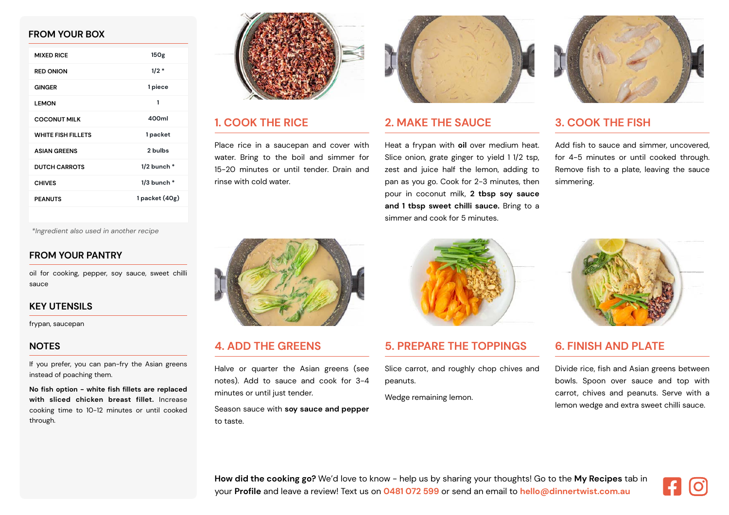## FROM YOUR BOX

| | |
|---|---|
| MIXED RICE | 150g |
| RED ONION | 1/2 * |
| GINGER | 1 piece |
| LEMON | 1 |
| COCONUT MILK | 400ml |
| WHITE FISH FILLETS | 1 packet |
| ASIAN GREENS | 2 bulbs |
| DUTCH CARROTS | 1/2 bunch * |
| CHIVES | 1/3 bunch * |
| PEANUTS | 1 packet (40g) |

*\*Ingredient also used in another recipe*

## FROM YOUR PANTRY

oil for cooking, pepper, soy sauce, sweet chilli sauce

## KEY UTENSILS

frypan, saucepan

## NOTES

If you prefer, you can pan-fry the Asian greens instead of poaching them.

**No fish option - white fish fillets are replaced with sliced chicken breast fillet.** Increase cooking time to 10-12 minutes or until cooked through.

## 1. COOK THE RICE

Place rice in a saucepan and cover with water. Bring to the boil and simmer for 15-20 minutes or until tender. Drain and rinse with cold water.

## 2. MAKE THE SAUCE

Heat a frypan with **oil** over medium heat. Slice onion, grate ginger to yield 1 1/2 tsp, zest and juice half the lemon, adding to pan as you go. Cook for 2-3 minutes, then pour in coconut milk, **2 tbsp soy sauce and 1 tbsp sweet chilli sauce.** Bring to a simmer and cook for 5 minutes.

## 3. COOK THE FISH

Add fish to sauce and simmer, uncovered, for 4-5 minutes or until cooked through. Remove fish to a plate, leaving the sauce simmering.

## 4. ADD THE GREENS

Halve or quarter the Asian greens (see notes). Add to sauce and cook for 3-4 minutes or until just tender.

Season sauce with **soy sauce and pepper** to taste.

## 5. PREPARE THE TOPPINGS

Slice carrot, and roughly chop chives and peanuts.

Wedge remaining lemon.

## 6. FINISH AND PLATE

Divide rice, fish and Asian greens between bowls. Spoon over sauce and top with carrot, chives and peanuts. Serve with a lemon wedge and extra sweet chilli sauce.

**How did the cooking go?** We'd love to know - help us by sharing your thoughts! Go to the **My Recipes** tab in your **Profile** and leave a review! Text us on 0481 072 599 or send an email to hello@dinnertwist.com.au